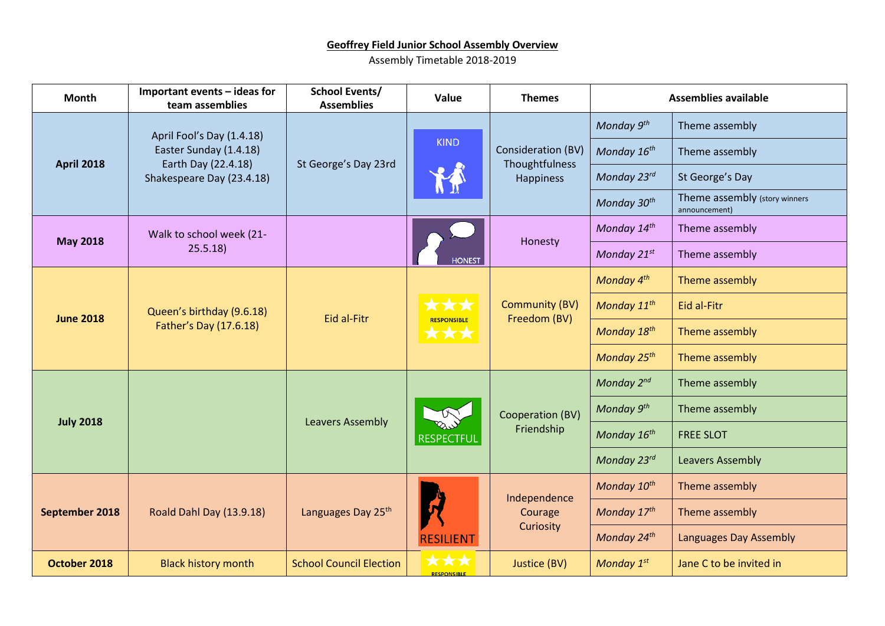**Geoffrey Field Junior School Assembly Overview**

Assembly Timetable 2018-2019

| Month | Important events – ideas for team assemblies | School Events/ Assemblies | Value | Themes | Assemblies available | |
|---|---|---|---|---|---|---|
| **April 2018** | April Fool's Day (1.4.18) Easter Sunday (1.4.18) Earth Day (22.4.18) Shakespeare Day (23.4.18) | St George's Day 23rd | KIND | Consideration (BV) Thoughtfulness Happiness | *Monday 9th* | Theme assembly |
| | | | | | *Monday 16th* | Theme assembly |
| | | | | | *Monday 23rd* | St George's Day |
| | | | | | *Monday 30th* | Theme assembly (story winners announcement) |
| **May 2018** | Walk to school week (21-25.5.18) | | HONEST | Honesty | *Monday 14th* | Theme assembly |
| | | | | | *Monday 21st* | Theme assembly |
| **June 2018** | Queen's birthday (9.6.18) Father's Day (17.6.18) | Eid al-Fitr | RESPONSIBLE | Community (BV) Freedom (BV) | *Monday 4th* | Theme assembly |
| | | | | | *Monday 11th* | Eid al-Fitr |
| | | | | | *Monday 18th* | Theme assembly |
| | | | | | *Monday 25th* | Theme assembly |
| **July 2018** | | Leavers Assembly | RESPECTFUL | Cooperation (BV) Friendship | *Monday 2nd* | Theme assembly |
| | | | | | *Monday 9th* | Theme assembly |
| | | | | | *Monday 16th* | FREE SLOT |
| | | | | | *Monday 23rd* | Leavers Assembly |
| **September 2018** | Roald Dahl Day (13.9.18) | Languages Day 25th | RESILIENT | Independence Courage Curiosity | *Monday 10th* | Theme assembly |
| | | | | | *Monday 17th* | Theme assembly |
| | | | | | *Monday 24th* | Languages Day Assembly |
| **October 2018** | Black history month | School Council Election | RESPONSIBLE | Justice (BV) | *Monday 1st* | Jane C to be invited in |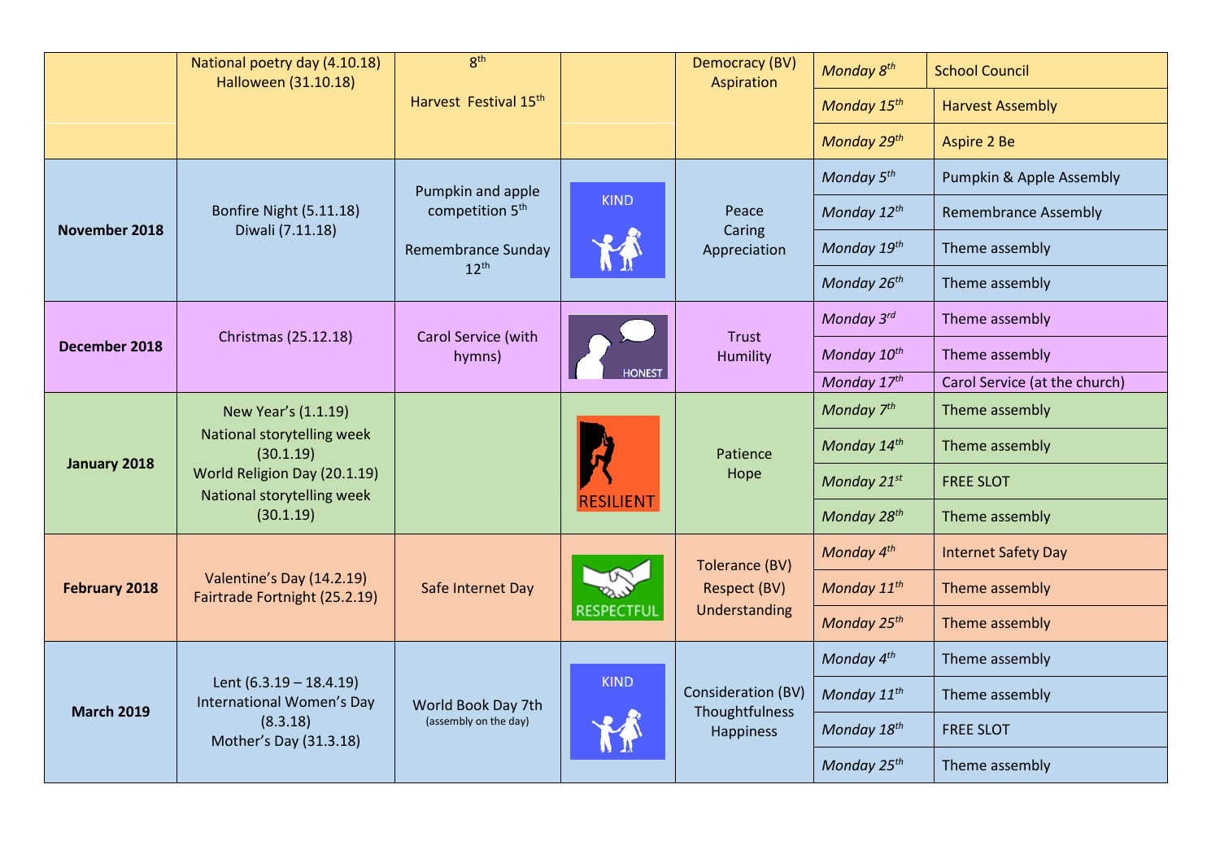| | | | | | | |
|---|---|---|---|---|---|---|
| | National poetry day (4.10.18)<br>Halloween (31.10.18) | 8[th]<br><br>Harvest Festival 15[th] | | Democracy (BV)<br>Aspiration | *Monday 8[th]* | School Council |
| | | | | | *Monday 15[th]* | Harvest Assembly |
| | | | | | *Monday 29[th]* | Aspire 2 Be |
| **November 2018** | Bonfire Night (5.11.18)<br>Diwali (7.11.18) | Pumpkin and apple competition 5[th]<br><br>Remembrance Sunday 12[th] | KIND | Peace<br>Caring<br>Appreciation | *Monday 5[th]* | Pumpkin & Apple Assembly |
| | | | | | *Monday 12[th]* | Remembrance Assembly |
| | | | | | *Monday 19[th]* | Theme assembly |
| | | | | | *Monday 26[th]* | Theme assembly |
| **December 2018** | Christmas (25.12.18) | Carol Service (with hymns) | HONEST | Trust<br>Humility | *Monday 3[rd]* | Theme assembly |
| | | | | | *Monday 10[th]* | Theme assembly |
| | | | | | *Monday 17[th]* | Carol Service (at the church) |
| **January 2018** | New Year's (1.1.19)<br>National storytelling week (30.1.19)<br>World Religion Day (20.1.19)<br>National storytelling week (30.1.19) | | RESILIENT | Patience<br>Hope | *Monday 7[th]* | Theme assembly |
| | | | | | *Monday 14[th]* | Theme assembly |
| | | | | | *Monday 21[st]* | FREE SLOT |
| | | | | | *Monday 28[th]* | Theme assembly |
| **February 2018** | Valentine's Day (14.2.19)<br>Fairtrade Fortnight (25.2.19) | Safe Internet Day | RESPECTFUL | Tolerance (BV)<br>Respect (BV)<br>Understanding | *Monday 4[th]* | Internet Safety Day |
| | | | | | *Monday 11[th]* | Theme assembly |
| | | | | | *Monday 25[th]* | Theme assembly |
| **March 2019** | Lent (6.3.19 – 18.4.19)<br>International Women's Day (8.3.18)<br>Mother's Day (31.3.18) | World Book Day 7th<br>(assembly on the day) | KIND | Consideration (BV)<br>Thoughtfulness<br>Happiness | *Monday 4[th]* | Theme assembly |
| | | | | | *Monday 11[th]* | Theme assembly |
| | | | | | *Monday 18[th]* | FREE SLOT |
| | | | | | *Monday 25[th]* | Theme assembly |